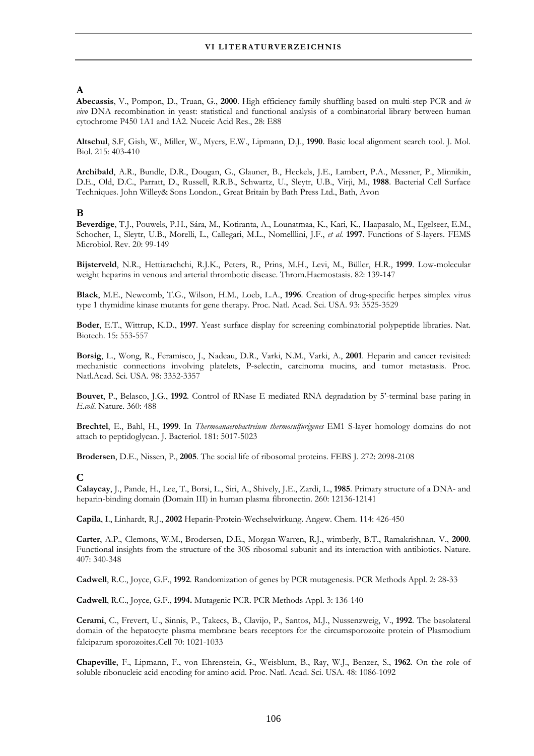# VI LITERATURVERZEICHNIS

## A

**Abecassis**, V., Pompon, D., Truan, G., **2000**. High efficiency family shuffling based on multi-step PCR and *in vivo* DNA recombination in yeast: statistical and functional analysis of a combinatorial library between human cytochrome P450 1A1 and 1A2. Nuceic Acid Res., 28: E88

**Altschul**, S.F, Gish, W., Miller, W., Myers, E.W., Lipmann, D.J., **1990**. Basic local alignment search tool. J. Mol. Biol. 215: 403-410

**Archibald**, A.R., Bundle, D.R., Dougan, G., Glauner, B., Heckels, J.E., Lambert, P.A., Messner, P., Minnikin, D.E., Old, D.C., Parratt, D., Russell, R.R.B., Schwartz, U., Sleytr, U.B., Virji, M., **1988**. Bacterial Cell Surface Techniques. John Willey& Sons London., Great Britain by Bath Press Ltd., Bath, Avon

## B

**Beverdige**, T.J., Pouwels, P.H., Sára, M., Kotiranta, A., Lounatmaa, K., Kari, K., Haapasalo, M., Egelseer, E.M., Schocher, I., Sleytr, U.B., Morelli, L., Callegari, M.L., Nomelllini, J.F., *et al*. **1997**. Functions of S-layers. FEMS Microbiol. Rev. 20: 99-149

**Bijsterveld**, N.R., Hettiarachchi, R.J.K., Peters, R., Prins, M.H., Levi, M., Büller, H.R., **1999**. Low-molecular weight heparins in venous and arterial thrombotic disease. Throm.Haemostasis. 82: 139-147

**Black**, M.E., Newcomb, T.G., Wilson, H.M., Loeb, L.A., **1996**. Creation of drug-specific herpes simplex virus type 1 thymidine kinase mutants for gene therapy. Proc. Natl. Acad. Sci. USA. 93: 3525-3529

**Boder**, E.T., Wittrup, K.D., **1997**. Yeast surface display for screening combinatorial polypeptide libraries. Nat. Biotech. 15: 553-557

**Borsig**, L., Wong, R., Feramisco, J., Nadeau, D.R., Varki, N.M., Varki, A., **2001**. Heparin and cancer revisited: mechanistic connections involving platelets, P-selectin, carcinoma mucins, and tumor metastasis. Proc. Natl.Acad. Sci. USA. 98: 3352-3357

**Bouvet**, P., Belasco, J.G., **1992**. Control of RNase E mediated RNA degradation by 5'-terminal base paring in *E.coli*. Nature. 360: 488

**Brechtel**, E., Bahl, H., **1999**. In *Thermoanaerobactreium thermosulfurigenes* EM1 S-layer homology domains do not attach to peptidoglycan. J. Bacteriol. 181: 5017-5023

**Brodersen**, D.E., Nissen, P., **2005**. The social life of ribosomal proteins. FEBS J. 272: 2098-2108

## C

**Calaycay**, J., Pande, H., Lee, T., Borsi, L., Siri, A., Shively, J.E., Zardi, L., **1985**. Primary structure of a DNA- and heparin-binding domain (Domain III) in human plasma fibronectin. 260: 12136-12141

**Capila**, I., Linhardt, R.J., **2002** Heparin-Protein-Wechselwirkung. Angew. Chem. 114: 426-450

**Carter**, A.P., Clemons, W.M., Brodersen, D.E., Morgan-Warren, R.J., wimberly, B.T., Ramakrishnan, V., **2000**. Functional insights from the structure of the 30S ribosomal subunit and its interaction with antibiotics. Nature. 407: 340-348

**Cadwell**, R.C., Joyce, G.F., **1992**. Randomization of genes by PCR mutagenesis. PCR Methods Appl. 2: 28-33

**Cadwell**, R.C., Joyce, G.F., **1994.** Mutagenic PCR. PCR Methods Appl. 3: 136-140

**Cerami**, C., Frevert, U., Sinnis, P., Takecs, B., Clavijo, P., Santos, M.J., Nussenzweig, V., **1992**. The basolateral domain of the hepatocyte plasma membrane bears receptors for the circumsporozoite protein of Plasmodium falciparum sporozoites**.**Cell 70: 1021-1033

**Chapeville**, F., Lipmann, F., von Ehrenstein, G., Weisblum, B., Ray, W.J., Benzer, S., **1962**. On the role of soluble ribonucleic acid encoding for amino acid. Proc. Natl. Acad. Sci. USA. 48: 1086-1092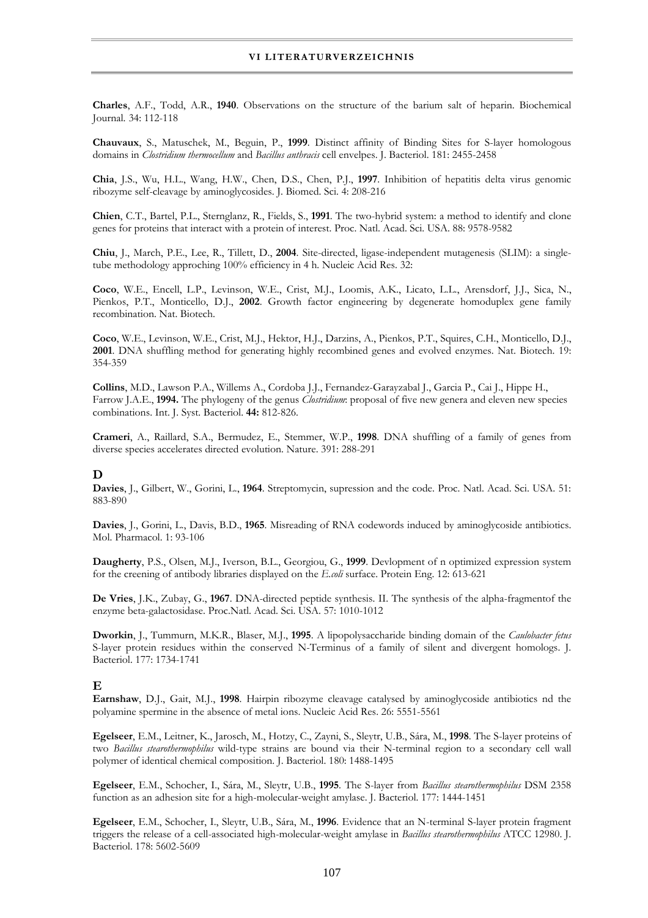**Charles**, A.F., Todd, A.R., **1940**. Observations on the structure of the barium salt of heparin. Biochemical Journal. 34: 112-118

**Chauvaux**, S., Matuschek, M., Beguin, P., **1999**. Distinct affinity of Binding Sites for S-layer homologous domains in *Clostridium thermocellum* and *Bacillus anthracis* cell envelpes. J. Bacteriol. 181: 2455-2458

**Chia**, J.S., Wu, H.L., Wang, H.W., Chen, D.S., Chen, P.J., **1997**. Inhibition of hepatitis delta virus genomic ribozyme self-cleavage by aminoglycosides. J. Biomed. Sci. 4: 208-216

**Chien**, C.T., Bartel, P.L., Sternglanz, R., Fields, S., **1991**. The two-hybrid system: a method to identify and clone genes for proteins that interact with a protein of interest. Proc. Natl. Acad. Sci. USA. 88: 9578-9582

**Chiu**, J., March, P.E., Lee, R., Tillett, D., **2004**. Site-directed, ligase-independent mutagenesis (SLIM): a single-tube methodology approching 100% efficiency in 4 h. Nucleic Acid Res. 32:

**Coco**, W.E., Encell, L.P., Levinson, W.E., Crist, M.J., Loomis, A.K., Licato, L.L., Arensdorf, J.J., Sica, N., Pienkos, P.T., Monticello, D.J., **2002**. Growth factor engineering by degenerate homoduplex gene family recombination. Nat. Biotech.

**Coco**, W.E., Levinson, W.E., Crist, M.J., Hektor, H.J., Darzins, A., Pienkos, P.T., Squires, C.H., Monticello, D.J., **2001**. DNA shuffling method for generating highly recombined genes and evolved enzymes. Nat. Biotech. 19: 354-359

**Collins**, M.D., Lawson P.A., Willems A., Cordoba J.J., Fernandez-Garayzabal J., Garcia P., Cai J., Hippe H., Farrow J.A.E., **1994.** The phylogeny of the genus *Clostridium*: proposal of five new genera and eleven new species combinations. Int. J. Syst. Bacteriol. **44:** 812-826.

**Crameri**, A., Raillard, S.A., Bermudez, E., Stemmer, W.P., **1998**. DNA shuffling of a family of genes from diverse species accelerates directed evolution. Nature. 391: 288-291

## D

**Davies**, J., Gilbert, W., Gorini, L., **1964**. Streptomycin, supression and the code. Proc. Natl. Acad. Sci. USA. 51: 883-890

**Davies**, J., Gorini, L., Davis, B.D., **1965**. Misreading of RNA codewords induced by aminoglycoside antibiotics. Mol. Pharmacol. 1: 93-106

**Daugherty**, P.S., Olsen, M.J., Iverson, B.L., Georgiou, G., **1999**. Devlopment of n optimized expression system for the creening of antibody libraries displayed on the *E.coli* surface. Protein Eng. 12: 613-621

**De Vries**, J.K., Zubay, G., **1967**. DNA-directed peptide synthesis. II. The synthesis of the alpha-fragmentof the enzyme beta-galactosidase. Proc.Natl. Acad. Sci. USA. 57: 1010-1012

**Dworkin**, J., Tummurn, M.K.R., Blaser, M.J., **1995**. A lipopolysaccharide binding domain of the *Caulobacter fetus* S-layer protein residues within the conserved N-Terminus of a family of silent and divergent homologs. J. Bacteriol. 177: 1734-1741

## E

**Earnshaw**, D.J., Gait, M.J., **1998**. Hairpin ribozyme cleavage catalysed by aminoglycoside antibiotics nd the polyamine spermine in the absence of metal ions. Nucleic Acid Res. 26: 5551-5561

**Egelseer**, E.M., Leitner, K., Jarosch, M., Hotzy, C., Zayni, S., Sleytr, U.B., Sára, M., **1998**. The S-layer proteins of two *Bacillus stearothermophilus* wild-type strains are bound via their N-terminal region to a secondary cell wall polymer of identical chemical composition. J. Bacteriol. 180: 1488-1495

**Egelseer**, E.M., Schocher, I., Sára, M., Sleytr, U.B., **1995**. The S-layer from *Bacillus stearothermophilus* DSM 2358 function as an adhesion site for a high-molecular-weight amylase. J. Bacteriol. 177: 1444-1451

**Egelseer**, E.M., Schocher, I., Sleytr, U.B., Sára, M., **1996**. Evidence that an N-terminal S-layer protein fragment triggers the release of a cell-associated high-molecular-weight amylase in *Bacillus stearothermophilus* ATCC 12980. J. Bacteriol. 178: 5602-5609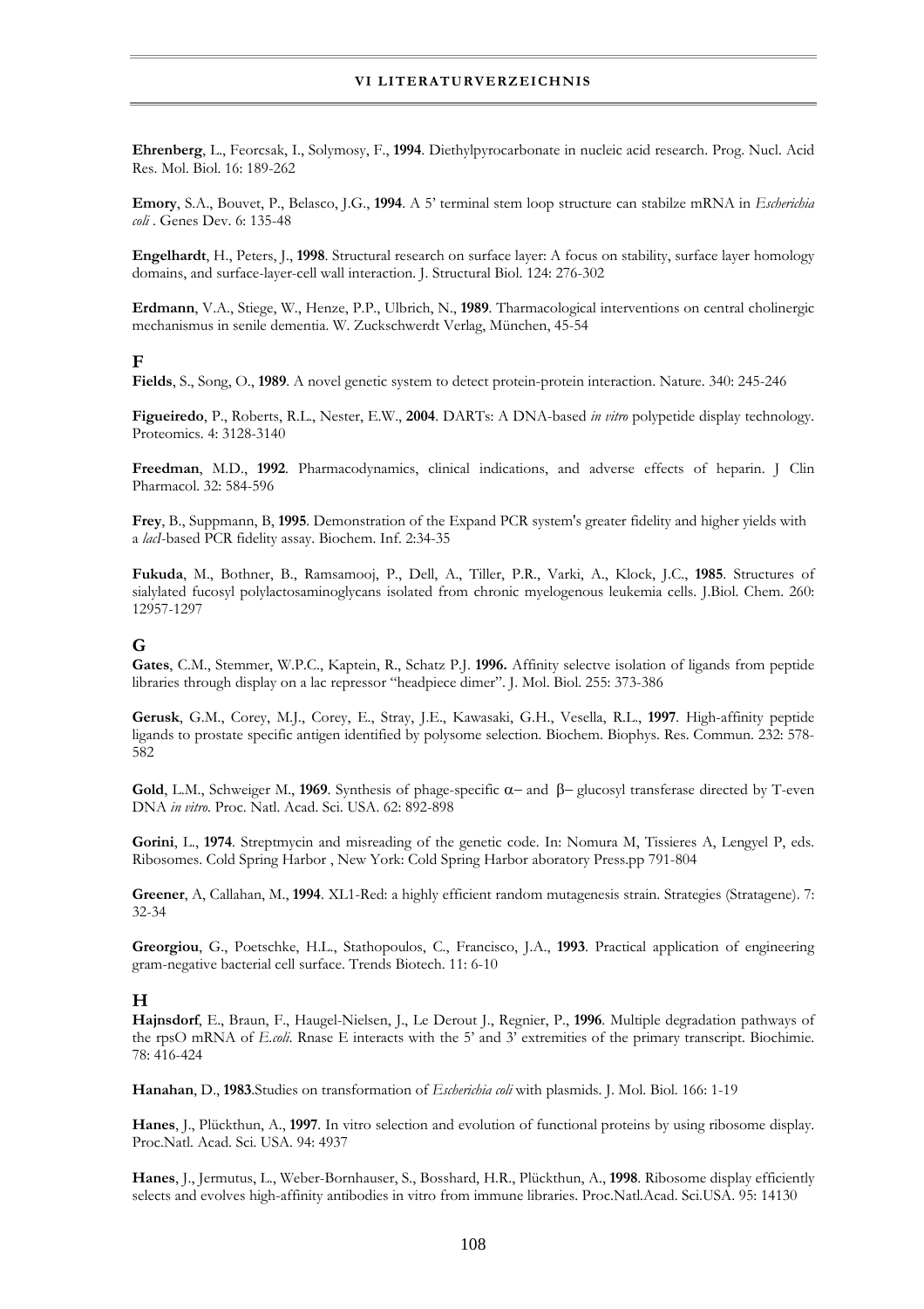**Ehrenberg**, L., Feorcsak, I., Solymosy, F., **1994**. Diethylpyrocarbonate in nucleic acid research. Prog. Nucl. Acid Res. Mol. Biol. 16: 189-262

**Emory**, S.A., Bouvet, P., Belasco, J.G., **1994**. A 5' terminal stem loop structure can stabilze mRNA in *Escherichia coli* . Genes Dev. 6: 135-48

**Engelhardt**, H., Peters, J., **1998**. Structural research on surface layer: A focus on stability, surface layer homology domains, and surface-layer-cell wall interaction. J. Structural Biol. 124: 276-302

**Erdmann**, V.A., Stiege, W., Henze, P.P., Ulbrich, N., **1989**. Tharmacological interventions on central cholinergic mechanismus in senile dementia. W. Zuckschwerdt Verlag, München, 45-54

## F

**Fields**, S., Song, O., **1989**. A novel genetic system to detect protein-protein interaction. Nature. 340: 245-246

**Figueiredo**, P., Roberts, R.L., Nester, E.W., **2004**. DARTs: A DNA-based *in vitro* polypetide display technology. Proteomics. 4: 3128-3140

**Freedman**, M.D., **1992**. Pharmacodynamics, clinical indications, and adverse effects of heparin. J Clin Pharmacol. 32: 584-596

**Frey**, B., Suppmann, B, **1995**. Demonstration of the Expand PCR system's greater fidelity and higher yields with a *lacI*-based PCR fidelity assay. Biochem. Inf. 2:34-35

**Fukuda**, M., Bothner, B., Ramsamooj, P., Dell, A., Tiller, P.R., Varki, A., Klock, J.C., **1985**. Structures of sialylated fucosyl polylactosaminoglycans isolated from chronic myelogenous leukemia cells. J.Biol. Chem. 260: 12957-1297

## G

**Gates**, C.M., Stemmer, W.P.C., Kaptein, R., Schatz P.J. **1996.** Affinity selectve isolation of ligands from peptide libraries through display on a lac repressor "headpiece dimer". J. Mol. Biol. 255: 373-386

**Gerusk**, G.M., Corey, M.J., Corey, E., Stray, J.E., Kawasaki, G.H., Vesella, R.L., **1997**. High-affinity peptide ligands to prostate specific antigen identified by polysome selection. Biochem. Biophys. Res. Commun. 232: 578-582

**Gold**, L.M., Schweiger M., **1969**. Synthesis of phage-specific $\alpha-$ and $\beta-$ glucosyl transferase directed by T-even DNA *in vitro*. Proc. Natl. Acad. Sci. USA. 62: 892-898

**Gorini**, L., **1974**. Streptmycin and misreading of the genetic code. In: Nomura M, Tissieres A, Lengyel P, eds. Ribosomes. Cold Spring Harbor , New York: Cold Spring Harbor aboratory Press.pp 791-804

**Greener**, A, Callahan, M., **1994**. XL1-Red: a highly efficient random mutagenesis strain. Strategies (Stratagene). 7: 32-34

**Greorgiou**, G., Poetschke, H.L., Stathopoulos, C., Francisco, J.A., **1993**. Practical application of engineering gram-negative bacterial cell surface. Trends Biotech. 11: 6-10

## H

**Hajnsdorf**, E., Braun, F., Haugel-Nielsen, J., Le Derout J., Regnier, P., **1996**. Multiple degradation pathways of the rpsO mRNA of *E.coli*. Rnase E interacts with the 5' and 3' extremities of the primary transcript. Biochimie. 78: 416-424

**Hanahan**, D., **1983**.Studies on transformation of *Escherichia coli* with plasmids. J. Mol. Biol. 166: 1-19

**Hanes**, J., Plückthun, A., **1997**. In vitro selection and evolution of functional proteins by using ribosome display. Proc.Natl. Acad. Sci. USA. 94: 4937

**Hanes**, J., Jermutus, L., Weber-Bornhauser, S., Bosshard, H.R., Plückthun, A., **1998**. Ribosome display efficiently selects and evolves high-affinity antibodies in vitro from immune libraries. Proc.Natl.Acad. Sci.USA. 95: 14130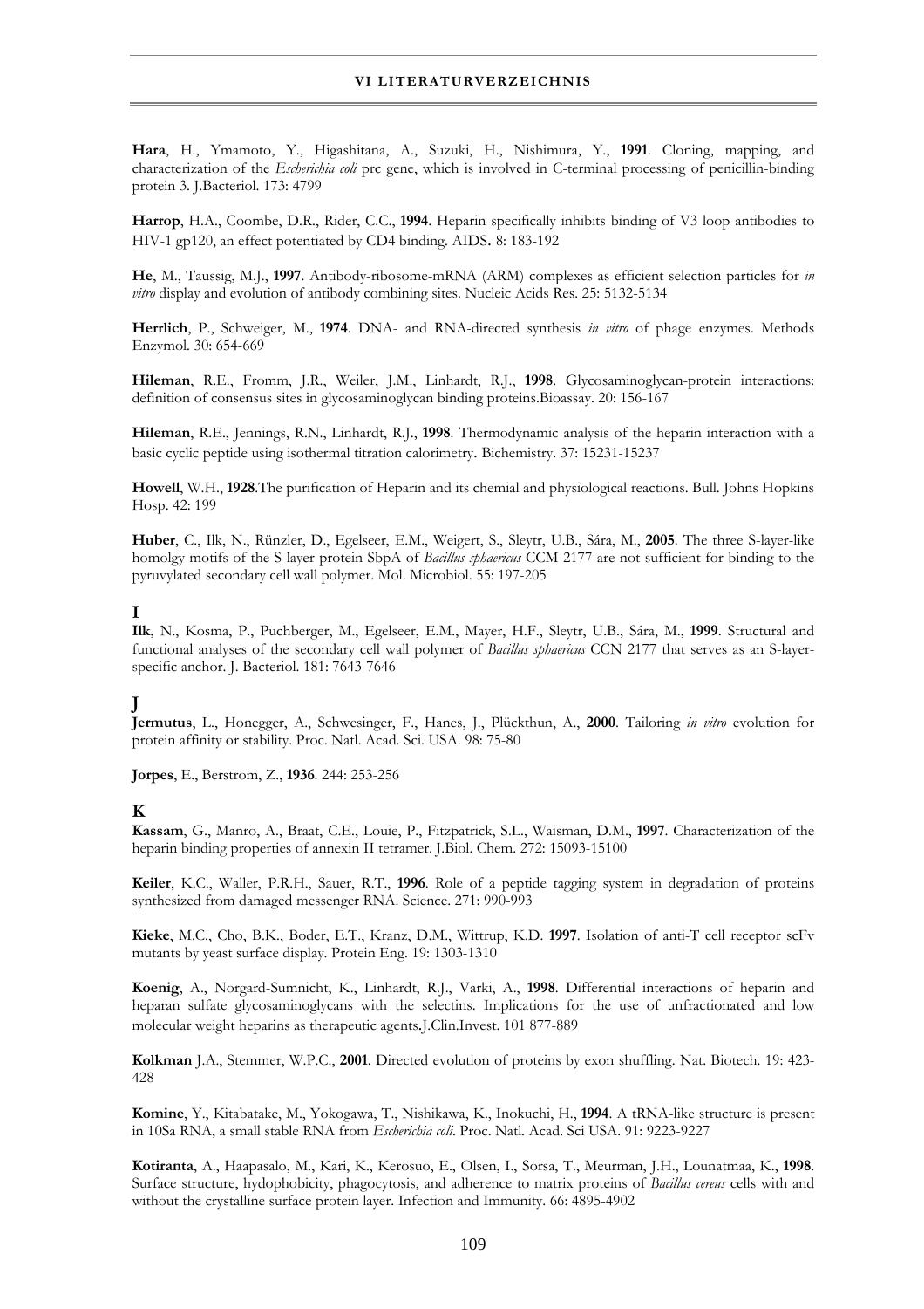**Hara**, H., Ymamoto, Y., Higashitana, A., Suzuki, H., Nishimura, Y., **1991**. Cloning, mapping, and characterization of the *Escherichia coli* prc gene, which is involved in C-terminal processing of penicillin-binding protein 3. J.Bacteriol. 173: 4799

**Harrop**, H.A., Coombe, D.R., Rider, C.C., **1994**. Heparin specifically inhibits binding of V3 loop antibodies to HIV-1 gp120, an effect potentiated by CD4 binding. AIDS. 8: 183-192

**He**, M., Taussig, M.J., **1997**. Antibody-ribosome-mRNA (ARM) complexes as efficient selection particles for *in vitro* display and evolution of antibody combining sites. Nucleic Acids Res. 25: 5132-5134

**Herrlich**, P., Schweiger, M., **1974**. DNA- and RNA-directed synthesis *in vitro* of phage enzymes. Methods Enzymol. 30: 654-669

**Hileman**, R.E., Fromm, J.R., Weiler, J.M., Linhardt, R.J., **1998**. Glycosaminoglycan-protein interactions: definition of consensus sites in glycosaminoglycan binding proteins.Bioassay. 20: 156-167

**Hileman**, R.E., Jennings, R.N., Linhardt, R.J., **1998**. Thermodynamic analysis of the heparin interaction with a basic cyclic peptide using isothermal titration calorimetry. Bichemistry. 37: 15231-15237

**Howell**, W.H., **1928**.The purification of Heparin and its chemial and physiological reactions. Bull. Johns Hopkins Hosp. 42: 199

**Huber**, C., Ilk, N., Rünzler, D., Egelseer, E.M., Weigert, S., Sleytr, U.B., Sára, M., **2005**. The three S-layer-like homolgy motifs of the S-layer protein SbpA of *Bacillus sphaericus* CCM 2177 are not sufficient for binding to the pyruvylated secondary cell wall polymer. Mol. Microbiol. 55: 197-205

## I

**Ilk**, N., Kosma, P., Puchberger, M., Egelseer, E.M., Mayer, H.F., Sleytr, U.B., Sára, M., **1999**. Structural and functional analyses of the secondary cell wall polymer of *Bacillus sphaericus* CCN 2177 that serves as an S-layer-specific anchor. J. Bacteriol. 181: 7643-7646

## J

**Jermutus**, L., Honegger, A., Schwesinger, F., Hanes, J., Plückthun, A., **2000**. Tailoring *in vitro* evolution for protein affinity or stability. Proc. Natl. Acad. Sci. USA. 98: 75-80

**Jorpes**, E., Berstrom, Z., **1936**. 244: 253-256

## K

**Kassam**, G., Manro, A., Braat, C.E., Louie, P., Fitzpatrick, S.L., Waisman, D.M., **1997**. Characterization of the heparin binding properties of annexin II tetramer. J.Biol. Chem. 272: 15093-15100

**Keiler**, K.C., Waller, P.R.H., Sauer, R.T., **1996**. Role of a peptide tagging system in degradation of proteins synthesized from damaged messenger RNA. Science. 271: 990-993

**Kieke**, M.C., Cho, B.K., Boder, E.T., Kranz, D.M., Wittrup, K.D. **1997**. Isolation of anti-T cell receptor scFv mutants by yeast surface display. Protein Eng. 19: 1303-1310

**Koenig**, A., Norgard-Sumnicht, K., Linhardt, R.J., Varki, A., **1998**. Differential interactions of heparin and heparan sulfate glycosaminoglycans with the selectins. Implications for the use of unfractionated and low molecular weight heparins as therapeutic agents.J.Clin.Invest. 101 877-889

**Kolkman** J.A., Stemmer, W.P.C., **2001**. Directed evolution of proteins by exon shuffling. Nat. Biotech. 19: 423-428

**Komine**, Y., Kitabatake, M., Yokogawa, T., Nishikawa, K., Inokuchi, H., **1994**. A tRNA-like structure is present in 10Sa RNA, a small stable RNA from *Escherichia coli*. Proc. Natl. Acad. Sci USA. 91: 9223-9227

**Kotiranta**, A., Haapasalo, M., Kari, K., Kerosuo, E., Olsen, I., Sorsa, T., Meurman, J.H., Lounatmaa, K., **1998**. Surface structure, hydophobicity, phagocytosis, and adherence to matrix proteins of *Bacillus cereus* cells with and without the crystalline surface protein layer. Infection and Immunity. 66: 4895-4902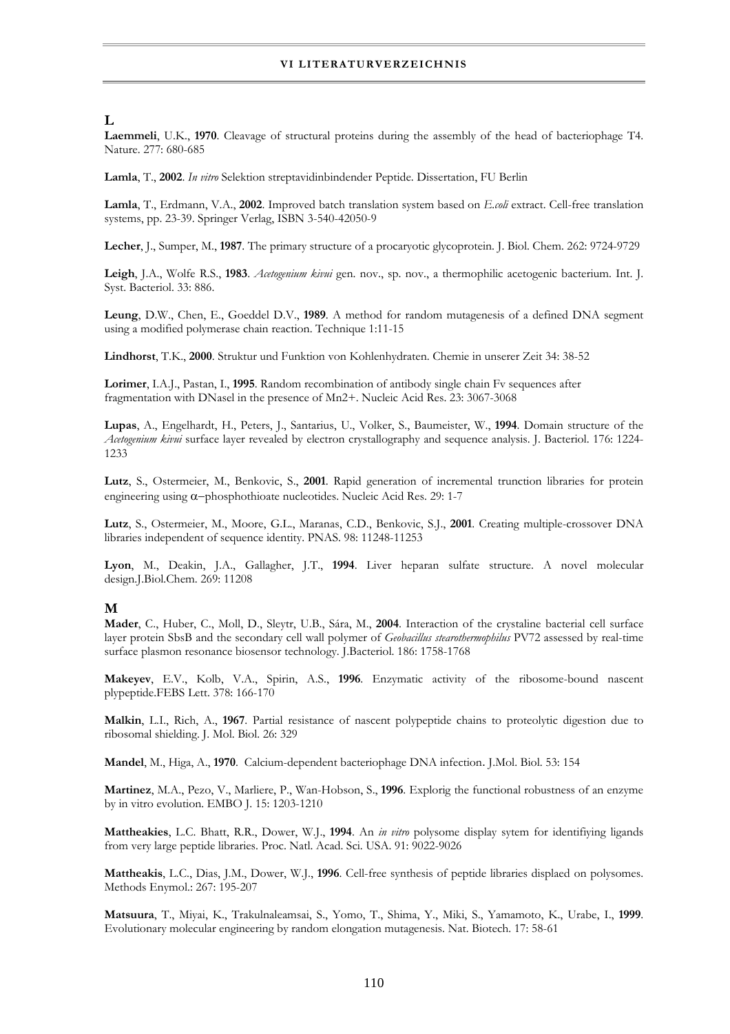## L

**Laemmeli**, U.K., **1970**. Cleavage of structural proteins during the assembly of the head of bacteriophage T4. Nature. 277: 680-685

**Lamla**, T., **2002**. *In vitro* Selektion streptavidinbindender Peptide. Dissertation, FU Berlin

**Lamla**, T., Erdmann, V.A., **2002**. Improved batch translation system based on *E.coli* extract. Cell-free translation systems, pp. 23-39. Springer Verlag, ISBN 3-540-42050-9

**Lecher**, J., Sumper, M., **1987**. The primary structure of a procaryotic glycoprotein. J. Biol. Chem. 262: 9724-9729

**Leigh**, J.A., Wolfe R.S., **1983**. *Acetogenium kivui* gen. nov., sp. nov., a thermophilic acetogenic bacterium. Int. J. Syst. Bacteriol. 33: 886.

**Leung**, D.W., Chen, E., Goeddel D.V., **1989**. A method for random mutagenesis of a defined DNA segment using a modified polymerase chain reaction. Technique 1:11-15

**Lindhorst**, T.K., **2000**. Struktur und Funktion von Kohlenhydraten. Chemie in unserer Zeit 34: 38-52

**Lorimer**, I.A.J., Pastan, I., **1995**. Random recombination of antibody single chain Fv sequences after fragmentation with DNaseI in the presence of Mn2+. Nucleic Acid Res. 23: 3067-3068

**Lupas**, A., Engelhardt, H., Peters, J., Santarius, U., Volker, S., Baumeister, W., **1994**. Domain structure of the *Acetogenium kivui* surface layer revealed by electron crystallography and sequence analysis. J. Bacteriol. 176: 1224-1233

**Lutz**, S., Ostermeier, M., Benkovic, S., **2001**. Rapid generation of incremental trunction libraries for protein engineering using $\alpha$–phosphothioate nucleotides. Nucleic Acid Res. 29: 1-7

**Lutz**, S., Ostermeier, M., Moore, G.L., Maranas, C.D., Benkovic, S.J., **2001**. Creating multiple-crossover DNA libraries independent of sequence identity. PNAS. 98: 11248-11253

**Lyon**, M., Deakin, J.A., Gallagher, J.T., **1994**. Liver heparan sulfate structure. A novel molecular design.J.Biol.Chem. 269: 11208

## M

**Mader**, C., Huber, C., Moll, D., Sleytr, U.B., Sára, M., **2004**. Interaction of the crystaline bacterial cell surface layer protein SbsB and the secondary cell wall polymer of *Geobacillus stearothermophilus* PV72 assessed by real-time surface plasmon resonance biosensor technology. J.Bacteriol. 186: 1758-1768

**Makeyev**, E.V., Kolb, V.A., Spirin, A.S., **1996**. Enzymatic activity of the ribosome-bound nascent plypeptide.FEBS Lett. 378: 166-170

**Malkin**, L.I., Rich, A., **1967**. Partial resistance of nascent polypeptide chains to proteolytic digestion due to ribosomal shielding. J. Mol. Biol. 26: 329

**Mandel**, M., Higa, A., **1970**. Calcium-dependent bacteriophage DNA infection. J.Mol. Biol. 53: 154

**Martinez**, M.A., Pezo, V., Marliere, P., Wan-Hobson, S., **1996**. Explorig the functional robustness of an enzyme by in vitro evolution. EMBO J. 15: 1203-1210

**Mattheakies**, L.C. Bhatt, R.R., Dower, W.J., **1994**. An *in vitro* polysome display sytem for identifiying ligands from very large peptide libraries. Proc. Natl. Acad. Sci. USA. 91: 9022-9026

**Mattheakis**, L.C., Dias, J.M., Dower, W.J., **1996**. Cell-free synthesis of peptide libraries displaed on polysomes. Methods Enymol.: 267: 195-207

**Matsuura**, T., Miyai, K., Trakulnaleamsai, S., Yomo, T., Shima, Y., Miki, S., Yamamoto, K., Urabe, I., **1999**. Evolutionary molecular engineering by random elongation mutagenesis. Nat. Biotech. 17: 58-61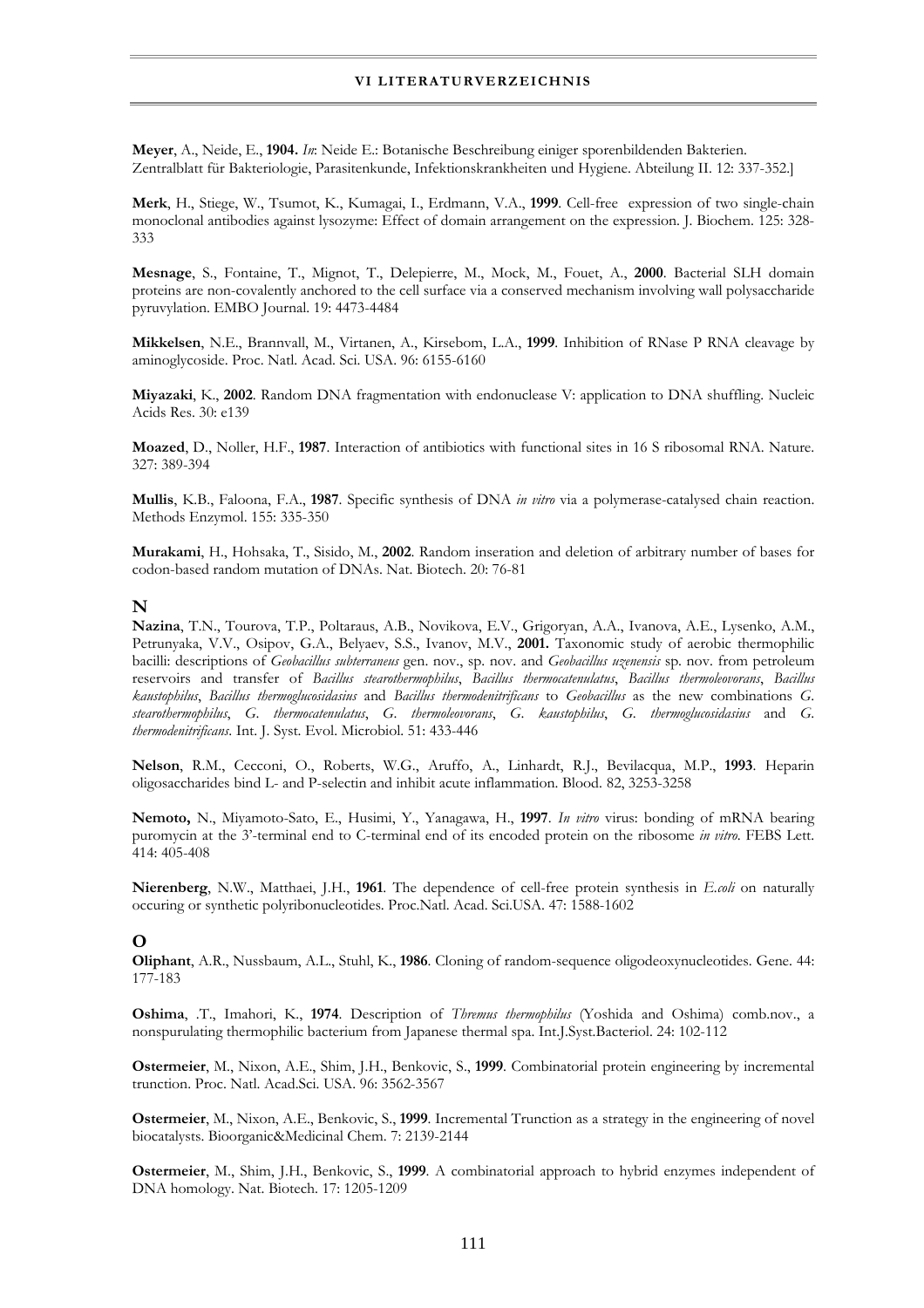**Meyer**, A., Neide, E., **1904.** *In*: Neide E.: Botanische Beschreibung einiger sporenbildenden Bakterien. Zentralblatt für Bakteriologie, Parasitenkunde, Infektionskrankheiten und Hygiene. Abteilung II. 12: 337-352.]

**Merk**, H., Stiege, W., Tsumot, K., Kumagai, I., Erdmann, V.A., **1999**. Cell-free expression of two single-chain monoclonal antibodies against lysozyme: Effect of domain arrangement on the expression. J. Biochem. 125: 328-333

**Mesnage**, S., Fontaine, T., Mignot, T., Delepierre, M., Mock, M., Fouet, A., **2000**. Bacterial SLH domain proteins are non-covalently anchored to the cell surface via a conserved mechanism involving wall polysaccharide pyruvylation. EMBO Journal. 19: 4473-4484

**Mikkelsen**, N.E., Brannvall, M., Virtanen, A., Kirsebom, L.A., **1999**. Inhibition of RNase P RNA cleavage by aminoglycoside. Proc. Natl. Acad. Sci. USA. 96: 6155-6160

**Miyazaki**, K., **2002**. Random DNA fragmentation with endonuclease V: application to DNA shuffling. Nucleic Acids Res. 30: e139

**Moazed**, D., Noller, H.F., **1987**. Interaction of antibiotics with functional sites in 16 S ribosomal RNA. Nature. 327: 389-394

**Mullis**, K.B., Faloona, F.A., **1987**. Specific synthesis of DNA *in vitro* via a polymerase-catalysed chain reaction. Methods Enzymol. 155: 335-350

**Murakami**, H., Hohsaka, T., Sisido, M., **2002**. Random inseration and deletion of arbitrary number of bases for codon-based random mutation of DNAs. Nat. Biotech. 20: 76-81

## N

**Nazina**, T.N., Tourova, T.P., Poltaraus, A.B., Novikova, E.V., Grigoryan, A.A., Ivanova, A.E., Lysenko, A.M., Petrunyaka, V.V., Osipov, G.A., Belyaev, S.S., Ivanov, M.V., **2001.** Taxonomic study of aerobic thermophilic bacilli: descriptions of *Geobacillus subterraneus* gen. nov., sp. nov. and *Geobacillus uzenensis* sp. nov. from petroleum reservoirs and transfer of *Bacillus stearothermophilus*, *Bacillus thermocatenulatus*, *Bacillus thermoleovorans*, *Bacillus kaustophilus*, *Bacillus thermoglucosidasius* and *Bacillus thermodenitrificans* to *Geobacillus* as the new combinations *G. stearothermophilus*, *G. thermocatenulatus*, *G. thermoleovorans*, *G. kaustophilus*, *G. thermoglucosidasius* and *G. thermodenitrificans*. Int. J. Syst. Evol. Microbiol. 51: 433-446

**Nelson**, R.M., Cecconi, O., Roberts, W.G., Aruffo, A., Linhardt, R.J., Bevilacqua, M.P., **1993**. Heparin oligosaccharides bind L- and P-selectin and inhibit acute inflammation. Blood. 82, 3253-3258

**Nemoto,** N., Miyamoto-Sato, E., Husimi, Y., Yanagawa, H., **1997**. *In vitro* virus: bonding of mRNA bearing puromycin at the 3'-terminal end to C-terminal end of its encoded protein on the ribosome *in vitro*. FEBS Lett. 414: 405-408

**Nierenberg**, N.W., Matthaei, J.H., **1961**. The dependence of cell-free protein synthesis in *E.coli* on naturally occuring or synthetic polyribonucleotides. Proc.Natl. Acad. Sci.USA. 47: 1588-1602

## O

**Oliphant**, A.R., Nussbaum, A.L., Stuhl, K., **1986**. Cloning of random-sequence oligodeoxynucleotides. Gene. 44: 177-183

**Oshima**, .T., Imahori, K., **1974**. Description of *Thremus thermophilus* (Yoshida and Oshima) comb.nov., a nonspurulating thermophilic bacterium from Japanese thermal spa. Int.J.Syst.Bacteriol. 24: 102-112

**Ostermeier**, M., Nixon, A.E., Shim, J.H., Benkovic, S., **1999**. Combinatorial protein engineering by incremental trunction. Proc. Natl. Acad.Sci. USA. 96: 3562-3567

**Ostermeier**, M., Nixon, A.E., Benkovic, S., **1999**. Incremental Trunction as a strategy in the engineering of novel biocatalysts. Bioorganic&Medicinal Chem. 7: 2139-2144

**Ostermeier**, M., Shim, J.H., Benkovic, S., **1999**. A combinatorial approach to hybrid enzymes independent of DNA homology. Nat. Biotech. 17: 1205-1209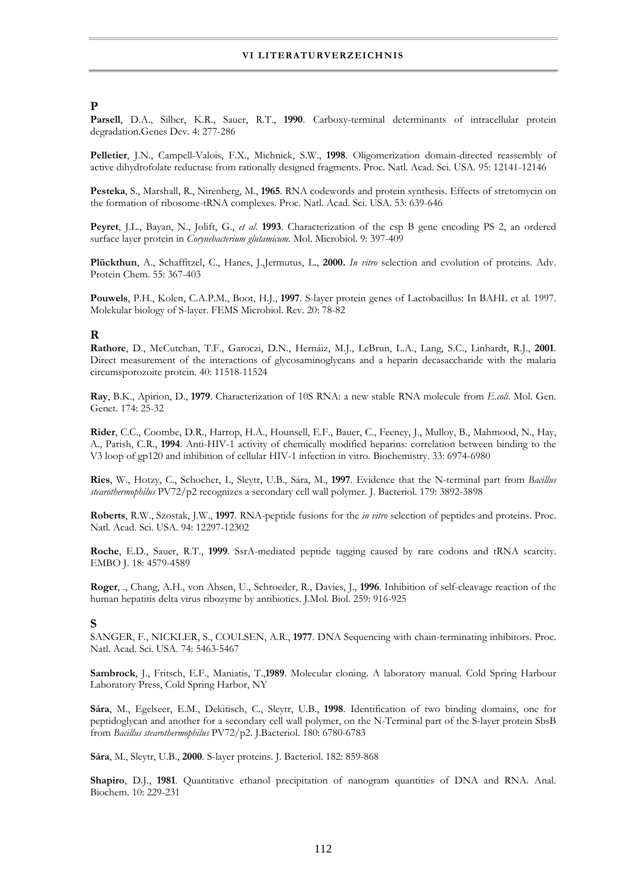## P

**Parsell**, D.A., Silber, K.R., Sauer, R.T., **1990**. Carboxy-terminal determinants of intracellular protein degradation.Genes Dev. 4: 277-286

**Pelletier**, J.N., Campell-Valois, F.X., Michnick, S.W., **1998**. Oligomerization domain-directed reassembly of active dihydrofolate reductase from rationally designed fragments. Proc. Natl. Acad. Sci. USA. 95: 12141-12146

**Pesteka**, S., Marshall, R., Nirenberg, M., **1965**. RNA codewords and protein synthesis. Effects of stretomycin on the formation of ribosome-tRNA complexes. Proc. Natl. Acad. Sci. USA. 53: 639-646

**Peyret**, J.L., Bayan, N., Jolift, G., *et al*. **1993**. Characterization of the csp B gene encoding PS 2, an ordered surface layer protein in *Corynebacterium glutamicum*. Mol. Microbiol. 9: 397-409

**Plückthun**, A., Schaffitzel, C., Hanes, J.,Jermutus, L., **2000.** *In vitro* selection and evolution of proteins. Adv. Protein Chem. 55: 367-403

**Pouwels**, P.H., Kolen, C.A.P.M., Boot, H.J., **1997**. S-layer protein genes of Lactobacillus: In BAHL et al. 1997. Molekular biology of S-layer. FEMS Microbiol. Rev. 20: 78-82

## R

**Rathore**, D., McCutchan, T.F., Garoczi, D.N., Hernáiz, M.J., LeBrun, L.A., Lang, S.C., Linhardt, R.J., **2001**. Direct measurement of the interactions of glycosaminoglycans and a heparin decasaccharide with the malaria circumsporozoite protein. 40: 11518-11524

**Ray**, B.K., Apirion, D., **1979**. Characterization of 10S RNA: a new stable RNA molecule from *E.coli*. Mol. Gen. Genet. 174: 25-32

**Rider**, C.C., Coombe, D.R., Harrop, H.A., Hounsell, E.F., Bauer, C., Feeney, J., Mulloy, B., Mahmood, N., Hay, A., Parish, C.R., **1994**. Anti-HIV-1 activity of chemically modified heparins: correlation between binding to the V3 loop of gp120 and inhibition of cellular HIV-1 infection in vitro. Biochemistry. 33: 6974-6980

**Ries**, W., Hotzy, C., Schocher, I., Sleytr, U.B., Sára, M., **1997**. Evidence that the N-terminal part from *Bacillus stearothermophilus* PV72/p2 recognizes a secondary cell wall polymer. J. Bacteriol. 179: 3892-3898

**Roberts**, R.W., Szostak, J.W., **1997**. RNA-peptide fusions for the *in vitro* selection of peptides and proteins. Proc. Natl. Acad. Sci. USA. 94: 12297-12302

**Roche**, E.D., Sauer, R.T., **1999**. SsrA-mediated peptide tagging caused by rare codons and tRNA scarcity. EMBO J. 18: 4579-4589

**Roger**, ., Chang, A.H., von Ahsen, U., Schroeder, R., Davies, J., **1996**. Inhibition of self-cleavage reaction of the human hepatitis delta virus ribozyme by antibiotics. J.Mol. Biol. 259: 916-925

## S

SANGER, F., NICKLER, S., COULSEN, A.R., **1977**. DNA Sequencing with chain-terminating inhibitors. Proc. Natl. Acad. Sci. USA. 74: 5463-5467

**Sambrock**, J., Fritsch, E.F., Maniatis, T.,**1989**. Molecular cloning. A laboratory manual. Cold Spring Harbour Laboratory Press, Cold Spring Harbor, NY

**Sára**, M., Egelseer, E.M., Dekitisch, C., Sleytr, U.B., **1998**. Identification of two binding domains, one for peptidoglycan and another for a secondary cell wall polymer, on the N-Terminal part of the S-layer protein SbsB from *Bacillus stearothermophilus* PV72/p2. J.Bacteriol. 180: 6780-6783

**Sára**, M., Sleytr, U.B., **2000**. S-layer proteins. J. Bacteriol. 182: 859-868

**Shapiro**, D.J., **1981**. Quantitative ethanol precipitation of nanogram quantities of DNA and RNA. Anal. Biochem. 10: 229-231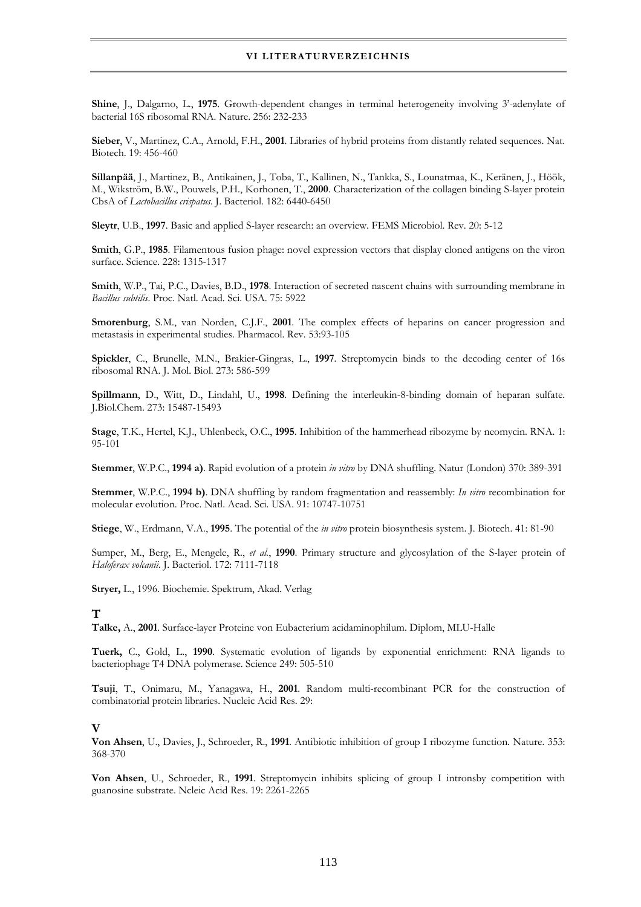**Shine**, J., Dalgarno, L., **1975**. Growth-dependent changes in terminal heterogeneity involving 3'-adenylate of bacterial 16S ribosomal RNA. Nature. 256: 232-233

**Sieber**, V., Martinez, C.A., Arnold, F.H., **2001**. Libraries of hybrid proteins from distantly related sequences. Nat. Biotech. 19: 456-460

**Sillanpää**, J., Martinez, B., Antikainen, J., Toba, T., Kallinen, N., Tankka, S., Lounatmaa, K., Keränen, J., Höök, M., Wikström, B.W., Pouwels, P.H., Korhonen, T., **2000**. Characterization of the collagen binding S-layer protein CbsA of *Lactobacillus crispatus*. J. Bacteriol. 182: 6440-6450

**Sleytr**, U.B., **1997**. Basic and applied S-layer research: an overview. FEMS Microbiol. Rev. 20: 5-12

**Smith**, G.P., **1985**. Filamentous fusion phage: novel expression vectors that display cloned antigens on the viron surface. Science. 228: 1315-1317

**Smith**, W.P., Tai, P.C., Davies, B.D., **1978**. Interaction of secreted nascent chains with surrounding membrane in *Bacillus subtilis*. Proc. Natl. Acad. Sci. USA. 75: 5922

**Smorenburg**, S.M., van Norden, C.J.F., **2001**. The complex effects of heparins on cancer progression and metastasis in experimental studies. Pharmacol. Rev. 53:93-105

**Spickler**, C., Brunelle, M.N., Brakier-Gingras, L., **1997**. Streptomycin binds to the decoding center of 16s ribosomal RNA. J. Mol. Biol. 273: 586-599

**Spillmann**, D., Witt, D., Lindahl, U., **1998**. Defining the interleukin-8-binding domain of heparan sulfate. J.Biol.Chem. 273: 15487-15493

**Stage**, T.K., Hertel, K.J., Uhlenbeck, O.C., **1995**. Inhibition of the hammerhead ribozyme by neomycin. RNA. 1: 95-101

**Stemmer**, W.P.C., **1994 a)**. Rapid evolution of a protein *in vitro* by DNA shuffling. Natur (London) 370: 389-391

**Stemmer**, W.P.C., **1994 b)**. DNA shuffling by random fragmentation and reassembly: *In vitro* recombination for molecular evolution. Proc. Natl. Acad. Sci. USA. 91: 10747-10751

**Stiege**, W., Erdmann, V.A., **1995**. The potential of the *in vitro* protein biosynthesis system. J. Biotech. 41: 81-90

Sumper, M., Berg, E., Mengele, R., *et al.*, **1990**. Primary structure and glycosylation of the S-layer protein of *Haloferax volcanii*. J. Bacteriol. 172: 7111-7118

**Stryer,** L., 1996. Biochemie. Spektrum, Akad. Verlag

## T

**Talke,** A., **2001**. Surface-layer Proteine von Eubacterium acidaminophilum. Diplom, MLU-Halle

**Tuerk,** C., Gold, L., **1990**. Systematic evolution of ligands by exponential enrichment: RNA ligands to bacteriophage T4 DNA polymerase. Science 249: 505-510

**Tsuji**, T., Onimaru, M., Yanagawa, H., **2001**. Random multi-recombinant PCR for the construction of combinatorial protein libraries. Nucleic Acid Res. 29:

## V

**Von Ahsen**, U., Davies, J., Schroeder, R., **1991**. Antibiotic inhibition of group I ribozyme function. Nature. 353: 368-370

**Von Ahsen**, U., Schroeder, R., **1991**. Streptomycin inhibits splicing of group I intronsby competition with guanosine substrate. Ncleic Acid Res. 19: 2261-2265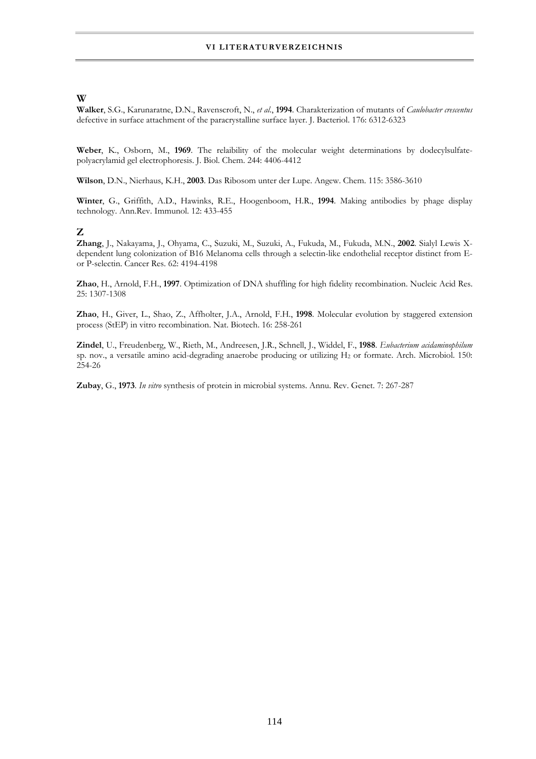## W

**Walker**, S.G., Karunaratne, D.N., Ravenscroft, N., *et al*., **1994**. Charakterization of mutants of *Caulobacter crescentus* defective in surface attachment of the paracrystalline surface layer. J. Bacteriol. 176: 6312-6323

**Weber**, K., Osborn, M., **1969**. The relaibility of the molecular weight determinations by dodecylsulfate-polyacrylamid gel electrophoresis. J. Biol. Chem. 244: 4406-4412

**Wilson**, D.N., Nierhaus, K.H., **2003**. Das Ribosom unter der Lupe. Angew. Chem. 115: 3586-3610

**Winter**, G., Griffith, A.D., Hawinks, R.E., Hoogenboom, H.R., **1994**. Making antibodies by phage display technology. Ann.Rev. Immunol. 12: 433-455

## Z

**Zhang**, J., Nakayama, J., Ohyama, C., Suzuki, M., Suzuki, A., Fukuda, M., Fukuda, M.N., **2002**. Sialyl Lewis X-dependent lung colonization of B16 Melanoma cells through a selectin-like endothelial receptor distinct from E- or P-selectin. Cancer Res. 62: 4194-4198

**Zhao**, H., Arnold, F.H., **1997**. Optimization of DNA shuffling for high fidelity recombination. Nucleic Acid Res. 25: 1307-1308

**Zhao**, H., Giver, L., Shao, Z., Affholter, J.A., Arnold, F.H., **1998**. Molecular evolution by staggered extension process (StEP) in vitro recombination. Nat. Biotech. 16: 258-261

**Zindel**, U., Freudenberg, W., Rieth, M., Andreesen, J.R., Schnell, J., Widdel, F., **1988**. *Eubacterium acidaminophilum* sp. nov., a versatile amino acid-degrading anaerobe producing or utilizing $H_2$ or formate. Arch. Microbiol. 150: 254-26

**Zubay**, G., **1973**. *In vitro* synthesis of protein in microbial systems. Annu. Rev. Genet. 7: 267-287